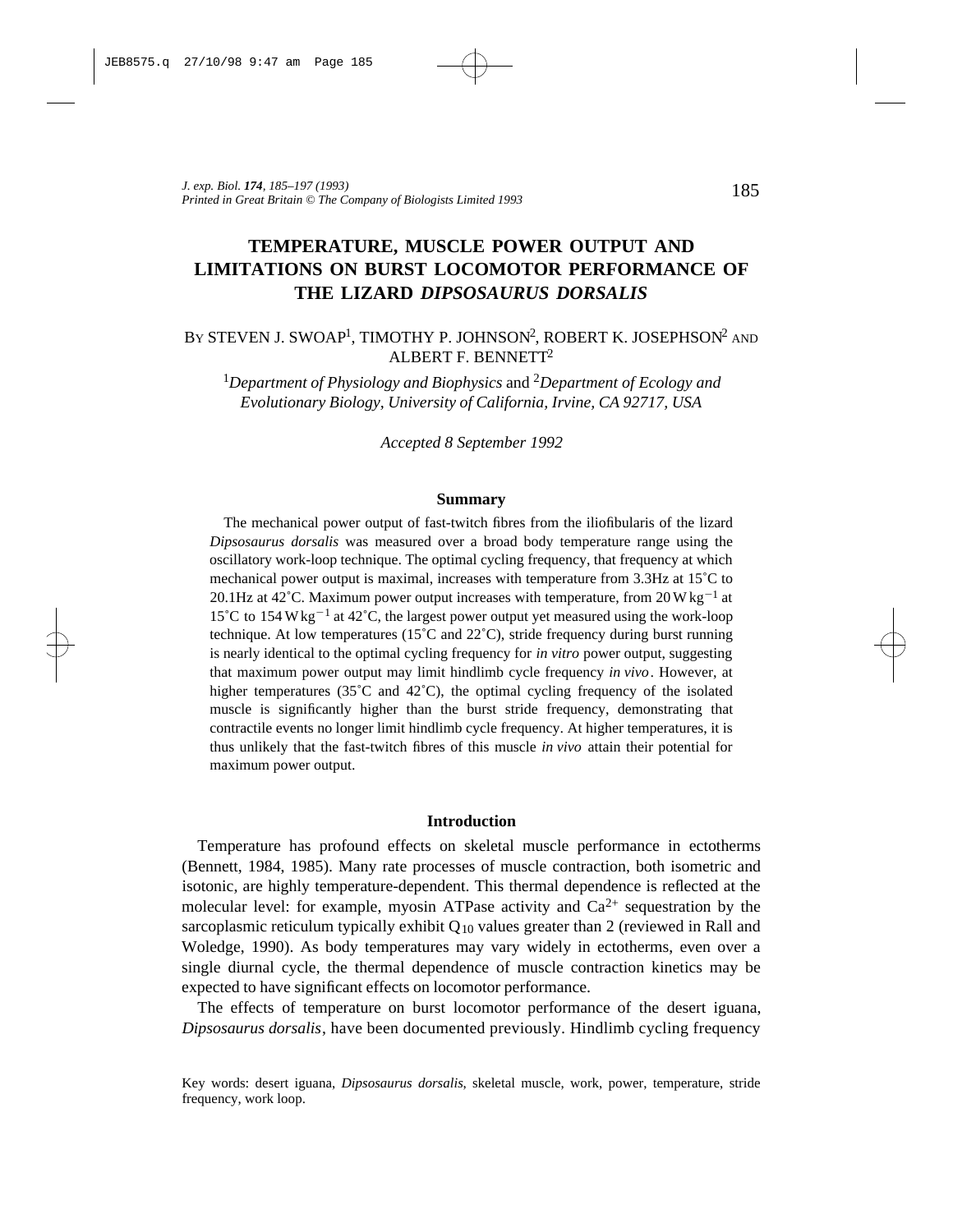# TEMPERATURE, MUSCLE POWER OUTPUT AND LIMITATIONS ON BURST LOCOMOTOR PERFORMANCE OF THE LIZARD *DIPSOSAURUS DORSALIS*

BY STEVEN J. SWOAP[1], TIMOTHY P. JOHNSON[2], ROBERT K. JOSEPHSON[2] AND ALBERT F. BENNETT[2]

[1]*Department of Physiology and Biophysics* and [2]*Department of Ecology and Evolutionary Biology, University of California, Irvine, CA 92717, USA*

*Accepted 8 September 1992*

## Summary

The mechanical power output of fast-twitch fibres from the iliofibularis of the lizard *Dipsosaurus dorsalis* was measured over a broad body temperature range using the oscillatory work-loop technique. The optimal cycling frequency, that frequency at which mechanical power output is maximal, increases with temperature from 3.3Hz at 15˚C to 20.1Hz at 42˚C. Maximum power output increases with temperature, from 20 W kg$^{-1}$ at 15˚C to 154 W kg$^{-1}$ at 42˚C, the largest power output yet measured using the work-loop technique. At low temperatures (15˚C and 22˚C), stride frequency during burst running is nearly identical to the optimal cycling frequency for *in vitro* power output, suggesting that maximum power output may limit hindlimb cycle frequency *in vivo*. However, at higher temperatures (35˚C and 42˚C), the optimal cycling frequency of the isolated muscle is significantly higher than the burst stride frequency, demonstrating that contractile events no longer limit hindlimb cycle frequency. At higher temperatures, it is thus unlikely that the fast-twitch fibres of this muscle *in vivo* attain their potential for maximum power output.

## Introduction

Temperature has profound effects on skeletal muscle performance in ectotherms (Bennett, 1984, 1985). Many rate processes of muscle contraction, both isometric and isotonic, are highly temperature-dependent. This thermal dependence is reflected at the molecular level: for example, myosin ATPase activity and $Ca^{2+}$ sequestration by the sarcoplasmic reticulum typically exhibit $Q_{10}$ values greater than 2 (reviewed in Rall and Woledge, 1990). As body temperatures may vary widely in ectotherms, even over a single diurnal cycle, the thermal dependence of muscle contraction kinetics may be expected to have significant effects on locomotor performance.

The effects of temperature on burst locomotor performance of the desert iguana, *Dipsosaurus dorsalis*, have been documented previously. Hindlimb cycling frequency

Key words: desert iguana, *Dipsosaurus dorsalis*, skeletal muscle, work, power, temperature, stride frequency, work loop.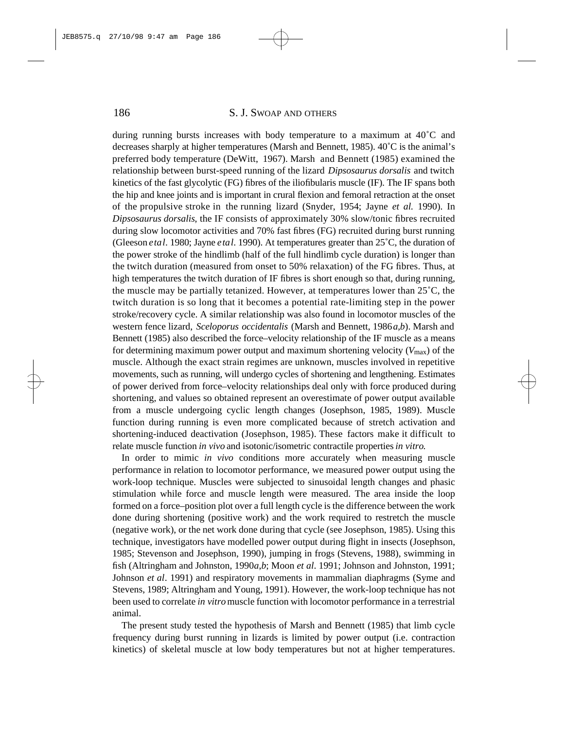during running bursts increases with body temperature to a maximum at 40˚C and decreases sharply at higher temperatures (Marsh and Bennett, 1985). 40˚C is the animal's preferred body temperature (DeWitt, 1967). Marsh and Bennett (1985) examined the relationship between burst-speed running of the lizard *Dipsosaurus dorsalis* and twitch kinetics of the fast glycolytic (FG) fibres of the iliofibularis muscle (IF). The IF spans both the hip and knee joints and is important in crural flexion and femoral retraction at the onset of the propulsive stroke in the running lizard (Snyder, 1954; Jayne *et al.* 1990). In *Dipsosaurus dorsalis*, the IF consists of approximately 30% slow/tonic fibres recruited during slow locomotor activities and 70% fast fibres (FG) recruited during burst running (Gleeson *et al*. 1980; Jayne *et al*. 1990). At temperatures greater than 25˚C, the duration of the power stroke of the hindlimb (half of the full hindlimb cycle duration) is longer than the twitch duration (measured from onset to 50% relaxation) of the FG fibres. Thus, at high temperatures the twitch duration of IF fibres is short enough so that, during running, the muscle may be partially tetanized. However, at temperatures lower than 25˚C, the twitch duration is so long that it becomes a potential rate-limiting step in the power stroke/recovery cycle. A similar relationship was also found in locomotor muscles of the western fence lizard, *Sceloporus occidentalis* (Marsh and Bennett, 1986*a*,*b*). Marsh and Bennett (1985) also described the force–velocity relationship of the IF muscle as a means for determining maximum power output and maximum shortening velocity ($V_{max}$) of the muscle. Although the exact strain regimes are unknown, muscles involved in repetitive movements, such as running, will undergo cycles of shortening and lengthening. Estimates of power derived from force–velocity relationships deal only with force produced during shortening, and values so obtained represent an overestimate of power output available from a muscle undergoing cyclic length changes (Josephson, 1985, 1989). Muscle function during running is even more complicated because of stretch activation and shortening-induced deactivation (Josephson, 1985). These factors make it difficult to relate muscle function *in vivo* and isotonic/isometric contractile properties *in vitro*.

In order to mimic *in vivo* conditions more accurately when measuring muscle performance in relation to locomotor performance, we measured power output using the work-loop technique. Muscles were subjected to sinusoidal length changes and phasic stimulation while force and muscle length were measured. The area inside the loop formed on a force–position plot over a full length cycle is the difference between the work done during shortening (positive work) and the work required to restretch the muscle (negative work), or the net work done during that cycle (see Josephson, 1985). Using this technique, investigators have modelled power output during flight in insects (Josephson, 1985; Stevenson and Josephson, 1990), jumping in frogs (Stevens, 1988), swimming in fish (Altringham and Johnston, 1990*a*,*b*; Moon *et al*. 1991; Johnson and Johnston, 1991; Johnson *et al*. 1991) and respiratory movements in mammalian diaphragms (Syme and Stevens, 1989; Altringham and Young, 1991). However, the work-loop technique has not been used to correlate *in vitro* muscle function with locomotor performance in a terrestrial animal.

The present study tested the hypothesis of Marsh and Bennett (1985) that limb cycle frequency during burst running in lizards is limited by power output (i.e. contraction kinetics) of skeletal muscle at low body temperatures but not at higher temperatures.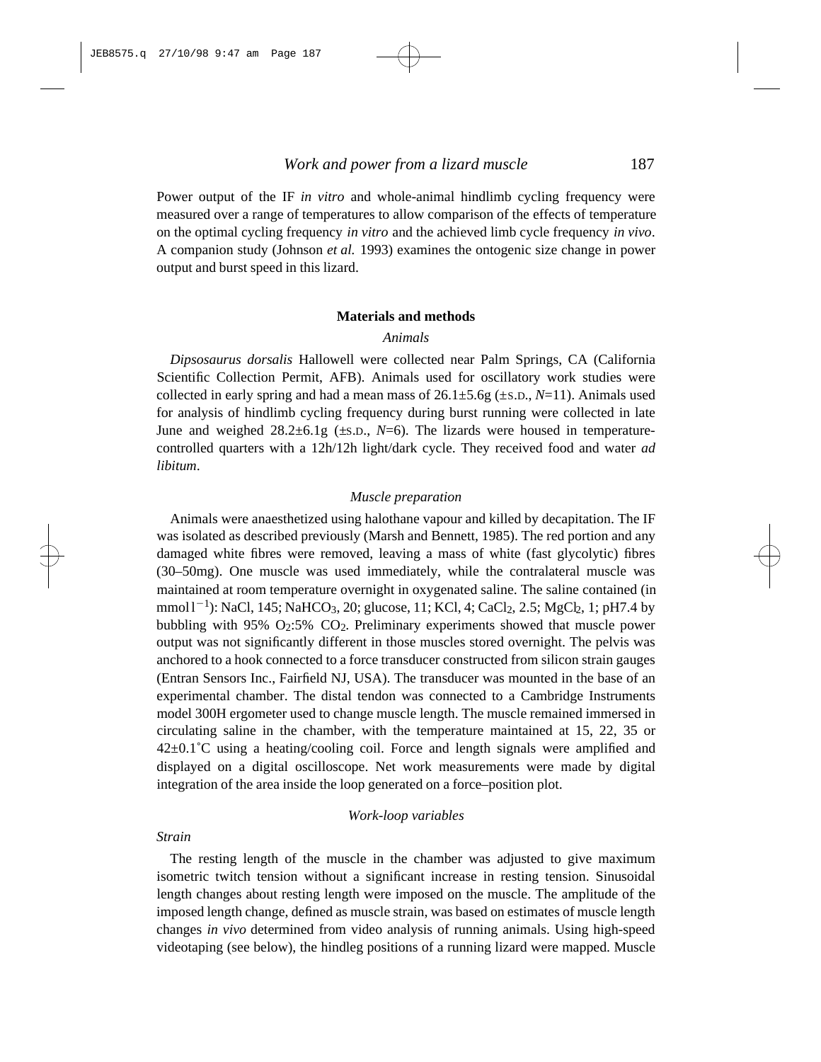Power output of the IF *in vitro* and whole-animal hindlimb cycling frequency were measured over a range of temperatures to allow comparison of the effects of temperature on the optimal cycling frequency *in vitro* and the achieved limb cycle frequency *in vivo*. A companion study (Johnson *et al.* 1993) examines the ontogenic size change in power output and burst speed in this lizard.

## Materials and methods

### *Animals*

*Dipsosaurus dorsalis* Hallowell were collected near Palm Springs, CA (California Scientific Collection Permit, AFB). Animals used for oscillatory work studies were collected in early spring and had a mean mass of 26.1±5.6g (±S.D., *N*=11). Animals used for analysis of hindlimb cycling frequency during burst running were collected in late June and weighed 28.2±6.1g (±S.D., *N*=6). The lizards were housed in temperature-controlled quarters with a 12h/12h light/dark cycle. They received food and water *ad libitum*.

### *Muscle preparation*

Animals were anaesthetized using halothane vapour and killed by decapitation. The IF was isolated as described previously (Marsh and Bennett, 1985). The red portion and any damaged white fibres were removed, leaving a mass of white (fast glycolytic) fibres (30–50mg). One muscle was used immediately, while the contralateral muscle was maintained at room temperature overnight in oxygenated saline. The saline contained (in mmol $l^{-1}$): NaCl, 145; $NaHCO_3$, 20; glucose, 11; KCl, 4; $CaCl_2$, 2.5; $MgCl_2$, 1; pH7.4 by bubbling with 95% $O_2$:5% $CO_2$. Preliminary experiments showed that muscle power output was not significantly different in those muscles stored overnight. The pelvis was anchored to a hook connected to a force transducer constructed from silicon strain gauges (Entran Sensors Inc., Fairfield NJ, USA). The transducer was mounted in the base of an experimental chamber. The distal tendon was connected to a Cambridge Instruments model 300H ergometer used to change muscle length. The muscle remained immersed in circulating saline in the chamber, with the temperature maintained at 15, 22, 35 or 42±0.1˚C using a heating/cooling coil. Force and length signals were amplified and displayed on a digital oscilloscope. Net work measurements were made by digital integration of the area inside the loop generated on a force–position plot.

### *Work-loop variables*

#### *Strain*

The resting length of the muscle in the chamber was adjusted to give maximum isometric twitch tension without a significant increase in resting tension. Sinusoidal length changes about resting length were imposed on the muscle. The amplitude of the imposed length change, defined as muscle strain, was based on estimates of muscle length changes *in vivo* determined from video analysis of running animals. Using high-speed videotaping (see below), the hindleg positions of a running lizard were mapped. Muscle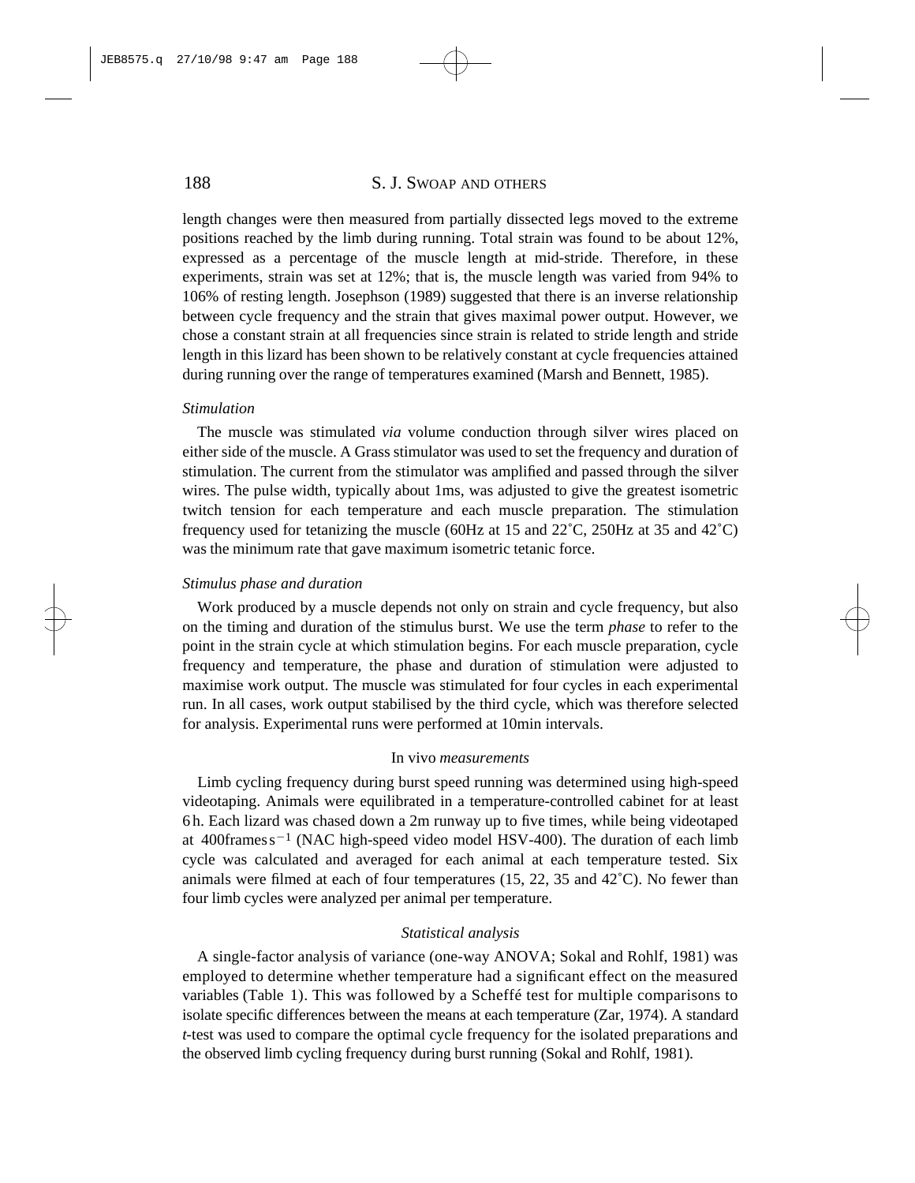length changes were then measured from partially dissected legs moved to the extreme positions reached by the limb during running. Total strain was found to be about 12%, expressed as a percentage of the muscle length at mid-stride. Therefore, in these experiments, strain was set at 12%; that is, the muscle length was varied from 94% to 106% of resting length. Josephson (1989) suggested that there is an inverse relationship between cycle frequency and the strain that gives maximal power output. However, we chose a constant strain at all frequencies since strain is related to stride length and stride length in this lizard has been shown to be relatively constant at cycle frequencies attained during running over the range of temperatures examined (Marsh and Bennett, 1985).

### *Stimulation*

The muscle was stimulated *via* volume conduction through silver wires placed on either side of the muscle. A Grass stimulator was used to set the frequency and duration of stimulation. The current from the stimulator was amplified and passed through the silver wires. The pulse width, typically about 1ms, was adjusted to give the greatest isometric twitch tension for each temperature and each muscle preparation. The stimulation frequency used for tetanizing the muscle (60Hz at 15 and 22˚C, 250Hz at 35 and 42˚C) was the minimum rate that gave maximum isometric tetanic force.

### *Stimulus phase and duration*

Work produced by a muscle depends not only on strain and cycle frequency, but also on the timing and duration of the stimulus burst. We use the term *phase* to refer to the point in the strain cycle at which stimulation begins. For each muscle preparation, cycle frequency and temperature, the phase and duration of stimulation were adjusted to maximise work output. The muscle was stimulated for four cycles in each experimental run. In all cases, work output stabilised by the third cycle, which was therefore selected for analysis. Experimental runs were performed at 10min intervals.

## In vivo *measurements*

Limb cycling frequency during burst speed running was determined using high-speed videotaping. Animals were equilibrated in a temperature-controlled cabinet for at least 6h. Each lizard was chased down a 2m runway up to five times, while being videotaped at 400frames $s^{-1}$ (NAC high-speed video model HSV-400). The duration of each limb cycle was calculated and averaged for each animal at each temperature tested. Six animals were filmed at each of four temperatures (15, 22, 35 and 42˚C). No fewer than four limb cycles were analyzed per animal per temperature.

## *Statistical analysis*

A single-factor analysis of variance (one-way ANOVA; Sokal and Rohlf, 1981) was employed to determine whether temperature had a significant effect on the measured variables (Table 1). This was followed by a Scheffé test for multiple comparisons to isolate specific differences between the means at each temperature (Zar, 1974). A standard *t*-test was used to compare the optimal cycle frequency for the isolated preparations and the observed limb cycling frequency during burst running (Sokal and Rohlf, 1981).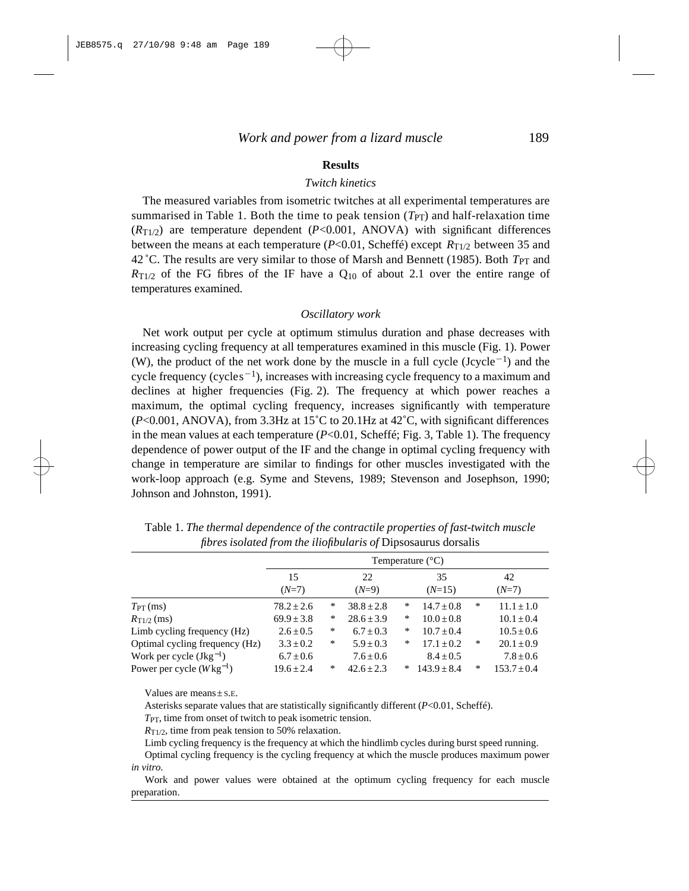## Results

### *Twitch kinetics*

The measured variables from isometric twitches at all experimental temperatures are summarised in Table 1. Both the time to peak tension ($T_{PT}$) and half-relaxation time ($R_{T1/2}$) are temperature dependent ($P$<0.001, ANOVA) with significant differences between the means at each temperature ($P$<0.01, Scheffé) except $R_{T1/2}$ between 35 and 42 ˚C. The results are very similar to those of Marsh and Bennett (1985). Both $T_{PT}$ and $R_{T1/2}$ of the FG fibres of the IF have a $Q_{10}$ of about 2.1 over the entire range of temperatures examined.

### *Oscillatory work*

Net work output per cycle at optimum stimulus duration and phase decreases with increasing cycling frequency at all temperatures examined in this muscle (Fig. 1). Power (W), the product of the net work done by the muscle in a full cycle ($\mathrm{J\,cycle^{-1}}$) and the cycle frequency ($\mathrm{cycles^{-1}}$), increases with increasing cycle frequency to a maximum and declines at higher frequencies (Fig. 2). The frequency at which power reaches a maximum, the optimal cycling frequency, increases significantly with temperature ($P$<0.001, ANOVA), from 3.3Hz at 15˚C to 20.1Hz at 42˚C, with significant differences in the mean values at each temperature ($P$<0.01, Scheffé; Fig. 3, Table 1). The frequency dependence of power output of the IF and the change in optimal cycling frequency with change in temperature are similar to findings for other muscles investigated with the work-loop approach (e.g. Syme and Stevens, 1989; Stevenson and Josephson, 1990; Johnson and Johnston, 1991).

Table 1. *The thermal dependence of the contractile properties of fast-twitch muscle fibres isolated from the iliofibularis of* Dipsosaurus dorsalis

| | Temperature (°C) | | | | | | |
|---|---|---|---|---|---|---|---|
| | 15 ($N$=7) | | 22 ($N$=9) | | 35 ($N$=15) | | 42 ($N$=7) |
| $T_{PT}$ (ms) | 78.2 ± 2.6 | * | 38.8 ± 2.8 | * | 14.7 ± 0.8 | * | 11.1 ± 1.0 |
| $R_{T1/2}$ (ms) | 69.9 ± 3.8 | * | 28.6 ± 3.9 | * | 10.0 ± 0.8 | | 10.1 ± 0.4 |
| Limb cycling frequency (Hz) | 2.6 ± 0.5 | * | 6.7 ± 0.3 | * | 10.7 ± 0.4 | | 10.5 ± 0.6 |
| Optimal cycling frequency (Hz) | 3.3 ± 0.2 | * | 5.9 ± 0.3 | * | 17.1 ± 0.2 | * | 20.1 ± 0.9 |
| Work per cycle ($\mathrm{J\,kg^{-1}}$) | 6.7 ± 0.6 | | 7.6 ± 0.6 | | 8.4 ± 0.5 | | 7.8 ± 0.6 |
| Power per cycle ($\mathrm{W\,kg^{-1}}$) | 19.6 ± 2.4 | * | 42.6 ± 2.3 | * | 143.9 ± 8.4 | * | 153.7 ± 0.4 |

Values are means ± S.E.

Asterisks separate values that are statistically significantly different ($P$<0.01, Scheffé).

$T_{PT}$, time from onset of twitch to peak isometric tension.

$R_{T1/2}$, time from peak tension to 50% relaxation.

Limb cycling frequency is the frequency at which the hindlimb cycles during burst speed running.

Optimal cycling frequency is the cycling frequency at which the muscle produces maximum power *in vitro.*

Work and power values were obtained at the optimum cycling frequency for each muscle preparation.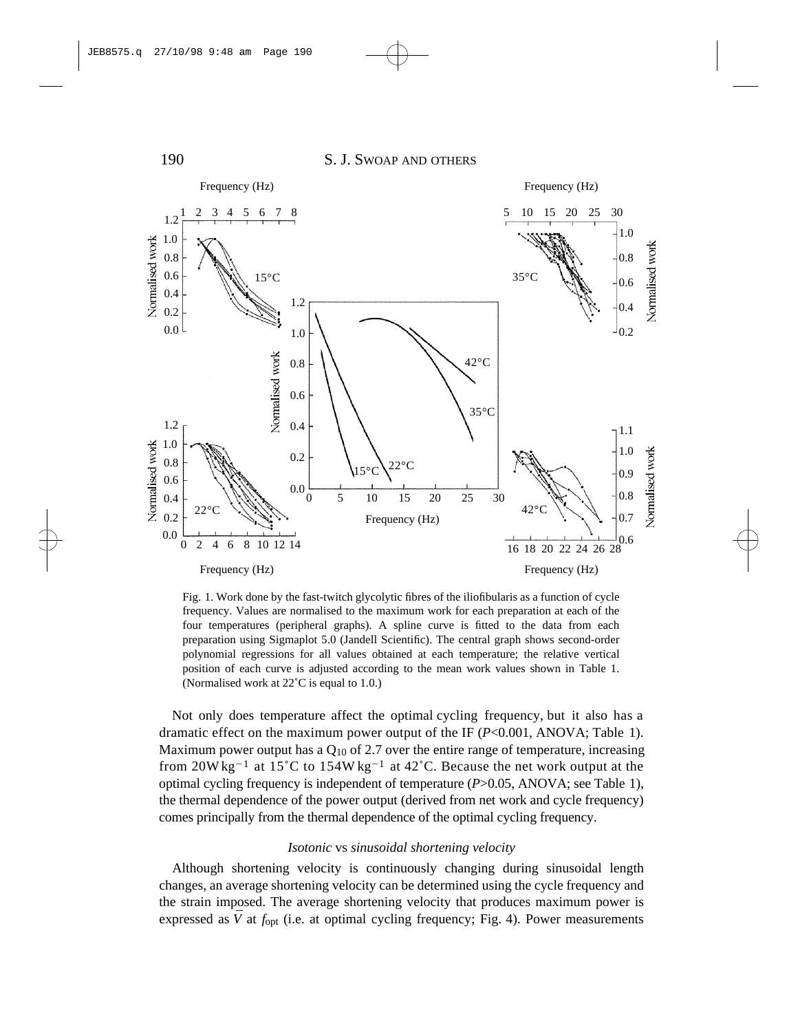Fig. 1. Work done by the fast-twitch glycolytic fibres of the iliofibularis as a function of cycle frequency. Values are normalised to the maximum work for each preparation at each of the four temperatures (peripheral graphs). A spline curve is fitted to the data from each preparation using Sigmaplot 5.0 (Jandell Scientific). The central graph shows second-order polynomial regressions for all values obtained at each temperature; the relative vertical position of each curve is adjusted according to the mean work values shown in Table 1. (Normalised work at 22˚C is equal to 1.0.)

Not only does temperature affect the optimal cycling frequency, but it also has a dramatic effect on the maximum power output of the IF ($P<0.001$, ANOVA; Table 1). Maximum power output has a $Q_{10}$ of 2.7 over the entire range of temperature, increasing from $20\,\mathrm{W\,kg^{-1}}$ at 15˚C to $154\,\mathrm{W\,kg^{-1}}$ at 42˚C. Because the net work output at the optimal cycling frequency is independent of temperature ($P>0.05$, ANOVA; see Table 1), the thermal dependence of the power output (derived from net work and cycle frequency) comes principally from the thermal dependence of the optimal cycling frequency.

### *Isotonic* vs *sinusoidal shortening velocity*

Although shortening velocity is continuously changing during sinusoidal length changes, an average shortening velocity can be determined using the cycle frequency and the strain imposed. The average shortening velocity that produces maximum power is expressed as $\bar{V}$ at $f_{opt}$ (i.e. at optimal cycling frequency; Fig. 4). Power measurements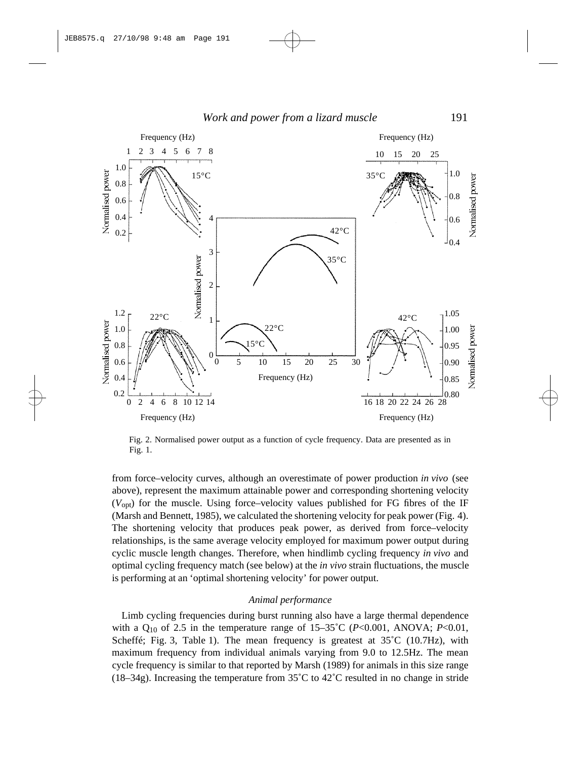Fig. 2. Normalised power output as a function of cycle frequency. Data are presented as in Fig. 1.

from force–velocity curves, although an overestimate of power production *in vivo* (see above), represent the maximum attainable power and corresponding shortening velocity ($V_{opt}$) for the muscle. Using force–velocity values published for FG fibres of the IF (Marsh and Bennett, 1985), we calculated the shortening velocity for peak power (Fig. 4). The shortening velocity that produces peak power, as derived from force–velocity relationships, is the same average velocity employed for maximum power output during cyclic muscle length changes. Therefore, when hindlimb cycling frequency *in vivo* and optimal cycling frequency match (see below) at the *in vivo* strain fluctuations, the muscle is performing at an 'optimal shortening velocity' for power output.

### *Animal performance*

Limb cycling frequencies during burst running also have a large thermal dependence with a $Q_{10}$ of 2.5 in the temperature range of 15–35˚C ($P$<0.001, ANOVA; $P$<0.01, Scheffé; Fig. 3, Table 1). The mean frequency is greatest at 35˚C (10.7Hz), with maximum frequency from individual animals varying from 9.0 to 12.5Hz. The mean cycle frequency is similar to that reported by Marsh (1989) for animals in this size range (18–34g). Increasing the temperature from 35˚C to 42˚C resulted in no change in stride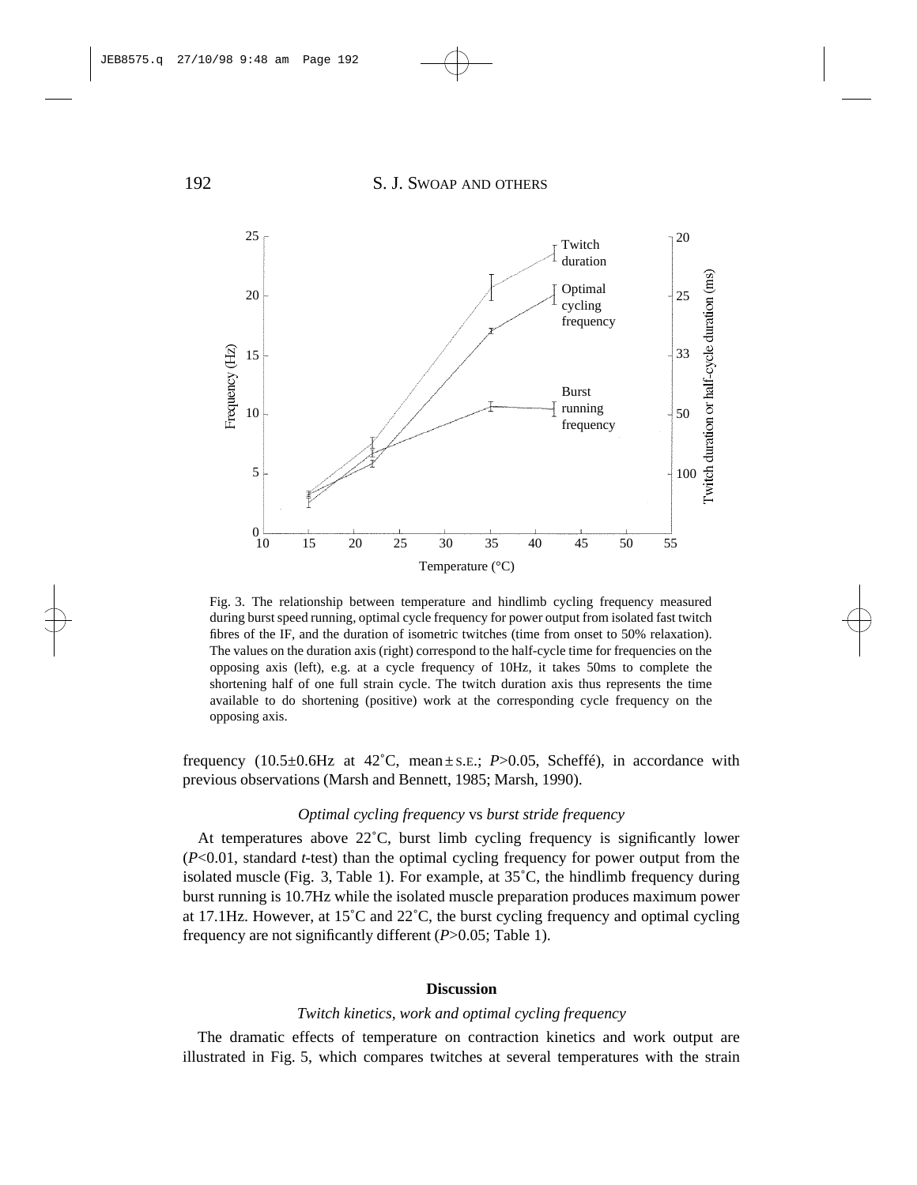Fig. 3. The relationship between temperature and hindlimb cycling frequency measured during burst speed running, optimal cycle frequency for power output from isolated fast twitch fibres of the IF, and the duration of isometric twitches (time from onset to 50% relaxation). The values on the duration axis (right) correspond to the half-cycle time for frequencies on the opposing axis (left), e.g. at a cycle frequency of 10Hz, it takes 50ms to complete the shortening half of one full strain cycle. The twitch duration axis thus represents the time available to do shortening (positive) work at the corresponding cycle frequency on the opposing axis.

frequency (10.5±0.6Hz at 42˚C, mean ± S.E.; $P$>0.05, Scheffé), in accordance with previous observations (Marsh and Bennett, 1985; Marsh, 1990).

### *Optimal cycling frequency* vs *burst stride frequency*

At temperatures above 22˚C, burst limb cycling frequency is significantly lower ($P$<0.01, standard $t$-test) than the optimal cycling frequency for power output from the isolated muscle (Fig. 3, Table 1). For example, at 35˚C, the hindlimb frequency during burst running is 10.7Hz while the isolated muscle preparation produces maximum power at 17.1Hz. However, at 15˚C and 22˚C, the burst cycling frequency and optimal cycling frequency are not significantly different ($P$>0.05; Table 1).

## Discussion

### *Twitch kinetics, work and optimal cycling frequency*

The dramatic effects of temperature on contraction kinetics and work output are illustrated in Fig. 5, which compares twitches at several temperatures with the strain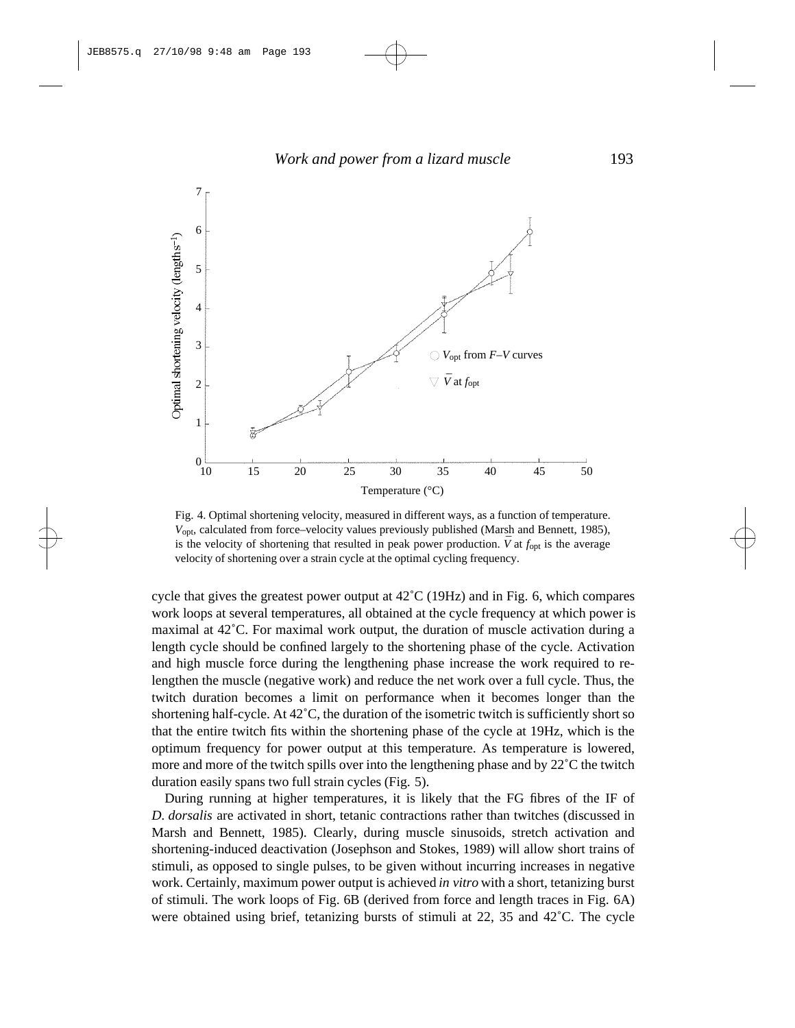Fig. 4. Optimal shortening velocity, measured in different ways, as a function of temperature. $V_{opt}$, calculated from force–velocity values previously published (Marsh and Bennett, 1985), is the velocity of shortening that resulted in peak power production. $\bar{V}$ at $f_{opt}$ is the average velocity of shortening over a strain cycle at the optimal cycling frequency.

cycle that gives the greatest power output at 42˚C (19Hz) and in Fig. 6, which compares work loops at several temperatures, all obtained at the cycle frequency at which power is maximal at 42˚C. For maximal work output, the duration of muscle activation during a length cycle should be confined largely to the shortening phase of the cycle. Activation and high muscle force during the lengthening phase increase the work required to re-lengthen the muscle (negative work) and reduce the net work over a full cycle. Thus, the twitch duration becomes a limit on performance when it becomes longer than the shortening half-cycle. At 42˚C, the duration of the isometric twitch is sufficiently short so that the entire twitch fits within the shortening phase of the cycle at 19Hz, which is the optimum frequency for power output at this temperature. As temperature is lowered, more and more of the twitch spills over into the lengthening phase and by 22˚C the twitch duration easily spans two full strain cycles (Fig. 5).

During running at higher temperatures, it is likely that the FG fibres of the IF of *D. dorsalis* are activated in short, tetanic contractions rather than twitches (discussed in Marsh and Bennett, 1985). Clearly, during muscle sinusoids, stretch activation and shortening-induced deactivation (Josephson and Stokes, 1989) will allow short trains of stimuli, as opposed to single pulses, to be given without incurring increases in negative work. Certainly, maximum power output is achieved *in vitro* with a short, tetanizing burst of stimuli. The work loops of Fig. 6B (derived from force and length traces in Fig. 6A) were obtained using brief, tetanizing bursts of stimuli at 22, 35 and 42˚C. The cycle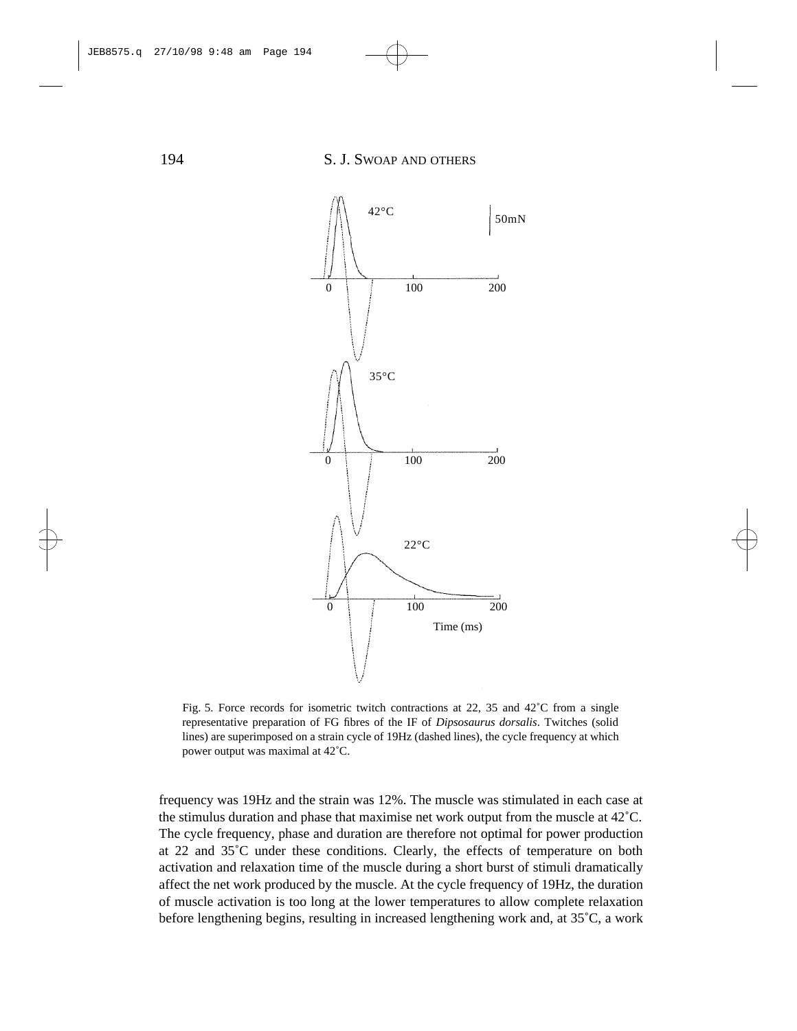Fig. 5. Force records for isometric twitch contractions at 22, 35 and 42˚C from a single representative preparation of FG fibres of the IF of *Dipsosaurus dorsalis*. Twitches (solid lines) are superimposed on a strain cycle of 19Hz (dashed lines), the cycle frequency at which power output was maximal at 42˚C.

frequency was 19Hz and the strain was 12%. The muscle was stimulated in each case at the stimulus duration and phase that maximise net work output from the muscle at 42˚C. The cycle frequency, phase and duration are therefore not optimal for power production at 22 and 35˚C under these conditions. Clearly, the effects of temperature on both activation and relaxation time of the muscle during a short burst of stimuli dramatically affect the net work produced by the muscle. At the cycle frequency of 19Hz, the duration of muscle activation is too long at the lower temperatures to allow complete relaxation before lengthening begins, resulting in increased lengthening work and, at 35˚C, a work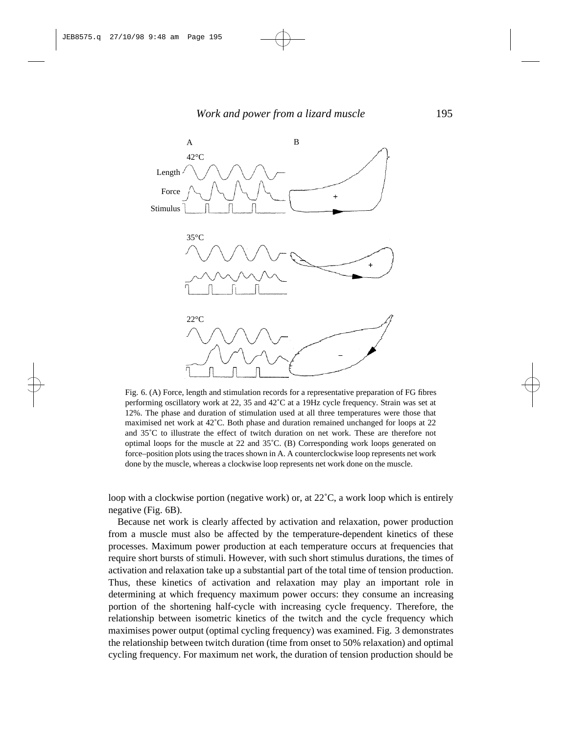Fig. 6. (A) Force, length and stimulation records for a representative preparation of FG fibres performing oscillatory work at 22, 35 and 42 °C at a 19Hz cycle frequency. Strain was set at 12%. The phase and duration of stimulation used at all three temperatures were those that maximised net work at 42 °C. Both phase and duration remained unchanged for loops at 22 and 35 °C to illustrate the effect of twitch duration on net work. These are therefore not optimal loops for the muscle at 22 and 35 °C. (B) Corresponding work loops generated on force–position plots using the traces shown in A. A counterclockwise loop represents net work done by the muscle, whereas a clockwise loop represents net work done on the muscle.

loop with a clockwise portion (negative work) or, at 22 °C, a work loop which is entirely negative (Fig. 6B).

Because net work is clearly affected by activation and relaxation, power production from a muscle must also be affected by the temperature-dependent kinetics of these processes. Maximum power production at each temperature occurs at frequencies that require short bursts of stimuli. However, with such short stimulus durations, the times of activation and relaxation take up a substantial part of the total time of tension production. Thus, these kinetics of activation and relaxation may play an important role in determining at which frequency maximum power occurs: they consume an increasing portion of the shortening half-cycle with increasing cycle frequency. Therefore, the relationship between isometric kinetics of the twitch and the cycle frequency which maximises power output (optimal cycling frequency) was examined. Fig. 3 demonstrates the relationship between twitch duration (time from onset to 50% relaxation) and optimal cycling frequency. For maximum net work, the duration of tension production should be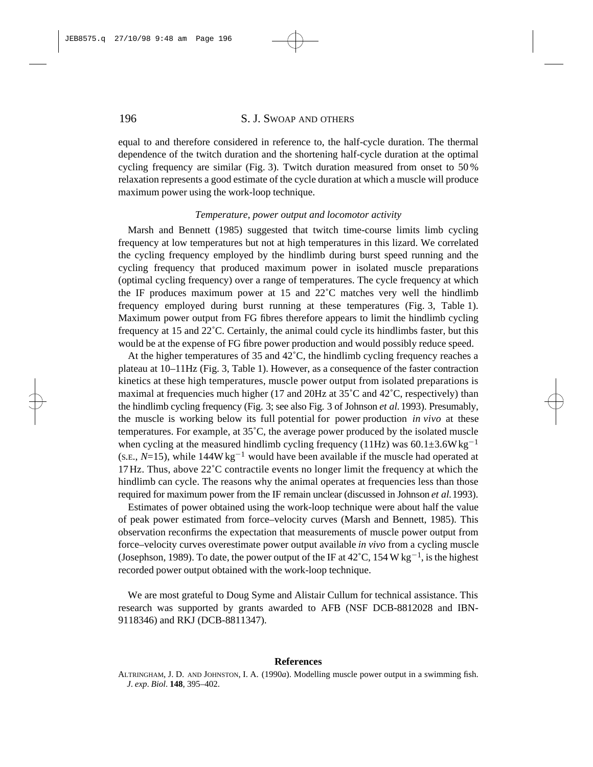equal to and therefore considered in reference to, the half-cycle duration. The thermal dependence of the twitch duration and the shortening half-cycle duration at the optimal cycling frequency are similar (Fig. 3). Twitch duration measured from onset to 50 % relaxation represents a good estimate of the cycle duration at which a muscle will produce maximum power using the work-loop technique.

### *Temperature, power output and locomotor activity*

Marsh and Bennett (1985) suggested that twitch time-course limits limb cycling frequency at low temperatures but not at high temperatures in this lizard. We correlated the cycling frequency employed by the hindlimb during burst speed running and the cycling frequency that produced maximum power in isolated muscle preparations (optimal cycling frequency) over a range of temperatures. The cycle frequency at which the IF produces maximum power at 15 and 22˚C matches very well the hindlimb frequency employed during burst running at these temperatures (Fig. 3, Table 1). Maximum power output from FG fibres therefore appears to limit the hindlimb cycling frequency at 15 and 22˚C. Certainly, the animal could cycle its hindlimbs faster, but this would be at the expense of FG fibre power production and would possibly reduce speed.

At the higher temperatures of 35 and 42˚C, the hindlimb cycling frequency reaches a plateau at 10–11Hz (Fig. 3, Table 1). However, as a consequence of the faster contraction kinetics at these high temperatures, muscle power output from isolated preparations is maximal at frequencies much higher (17 and 20Hz at 35˚C and 42˚C, respectively) than the hindlimb cycling frequency (Fig. 3; see also Fig. 3 of Johnson *et al.* 1993). Presumably, the muscle is working below its full potential for power production *in vivo* at these temperatures. For example, at 35˚C, the average power produced by the isolated muscle when cycling at the measured hindlimb cycling frequency (11Hz) was $60.1\pm3.6\,\mathrm{W\,kg^{-1}}$ (S.E., $N$=15), while $144\,\mathrm{W\,kg^{-1}}$ would have been available if the muscle had operated at 17 Hz. Thus, above 22˚C contractile events no longer limit the frequency at which the hindlimb can cycle. The reasons why the animal operates at frequencies less than those required for maximum power from the IF remain unclear (discussed in Johnson *et al.* 1993).

Estimates of power obtained using the work-loop technique were about half the value of peak power estimated from force–velocity curves (Marsh and Bennett, 1985). This observation reconfirms the expectation that measurements of muscle power output from force–velocity curves overestimate power output available *in vivo* from a cycling muscle (Josephson, 1989). To date, the power output of the IF at 42˚C, $154\,\mathrm{W\,kg^{-1}}$, is the highest recorded power output obtained with the work-loop technique.

We are most grateful to Doug Syme and Alistair Cullum for technical assistance. This research was supported by grants awarded to AFB (NSF DCB-8812028 and IBN-9118346) and RKJ (DCB-8811347).

## References

ALTRINGHAM, J. D. AND JOHNSTON, I. A. (1990*a*). Modelling muscle power output in a swimming fish. *J. exp. Biol.* **148**, 395–402.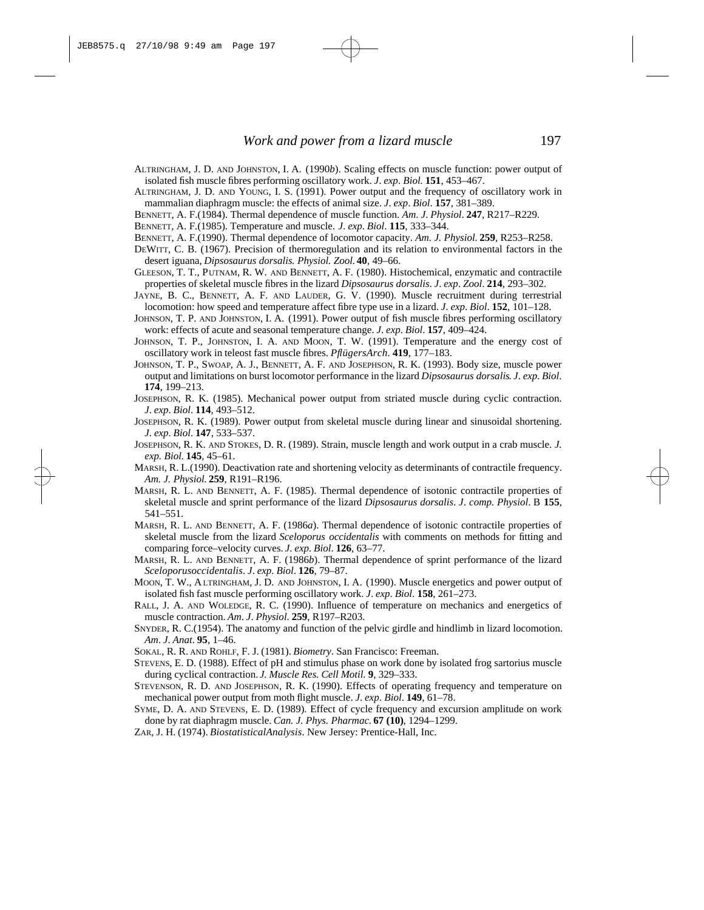ALTRINGHAM, J. D. AND JOHNSTON, I. A. (1990*b*). Scaling effects on muscle function: power output of isolated fish muscle fibres performing oscillatory work. *J. exp. Biol.* **151**, 453–467.

ALTRINGHAM, J. D. AND YOUNG, I. S. (1991). Power output and the frequency of oscillatory work in mammalian diaphragm muscle: the effects of animal size. *J. exp. Biol.* **157**, 381–389.

BENNETT, A. F.(1984). Thermal dependence of muscle function. *Am. J. Physiol.* **247**, R217–R229.

BENNETT, A. F.(1985). Temperature and muscle. *J. exp. Biol.* **115**, 333–344.

BENNETT, A. F.(1990). Thermal dependence of locomotor capacity. *Am. J. Physiol.* **259**, R253–R258.

DEWITT, C. B. (1967). Precision of thermoregulation and its relation to environmental factors in the desert iguana, *Dipsosaurus dorsalis. Physiol. Zool.* **40**, 49–66.

GLEESON, T. T., PUTNAM, R. W. AND BENNETT, A. F. (1980). Histochemical, enzymatic and contractile properties of skeletal muscle fibres in the lizard *Dipsosaurus dorsalis*. *J. exp. Zool.* **214**, 293–302.

JAYNE, B. C., BENNETT, A. F. AND LAUDER, G. V. (1990). Muscle recruitment during terrestrial locomotion: how speed and temperature affect fibre type use in a lizard. *J. exp. Biol.* **152**, 101–128.

JOHNSON, T. P. AND JOHNSTON, I. A. (1991). Power output of fish muscle fibres performing oscillatory work: effects of acute and seasonal temperature change. *J. exp. Biol.* **157**, 409–424.

JOHNSON, T. P., JOHNSTON, I. A. AND MOON, T. W. (1991). Temperature and the energy cost of oscillatory work in teleost fast muscle fibres. *PflügersArch.* **419**, 177–183.

JOHNSON, T. P., SWOAP, A. J., BENNETT, A. F. AND JOSEPHSON, R. K. (1993). Body size, muscle power output and limitations on burst locomotor performance in the lizard *Dipsosaurus dorsalis. J. exp. Biol.* **174**, 199–213.

JOSEPHSON, R. K. (1985). Mechanical power output from striated muscle during cyclic contraction. *J. exp. Biol.* **114**, 493–512.

JOSEPHSON, R. K. (1989). Power output from skeletal muscle during linear and sinusoidal shortening. *J. exp. Biol.* **147**, 533–537.

JOSEPHSON, R. K. AND STOKES, D. R. (1989). Strain, muscle length and work output in a crab muscle. *J. exp. Biol.* **145**, 45–61.

MARSH, R. L.(1990). Deactivation rate and shortening velocity as determinants of contractile frequency. *Am. J. Physiol.* **259**, R191–R196.

MARSH, R. L. AND BENNETT, A. F. (1985). Thermal dependence of isotonic contractile properties of skeletal muscle and sprint performance of the lizard *Dipsosaurus dorsalis. J. comp. Physiol.* B **155**, 541–551.

MARSH, R. L. AND BENNETT, A. F. (1986*a*). Thermal dependence of isotonic contractile properties of skeletal muscle from the lizard *Sceloporus occidentalis* with comments on methods for fitting and comparing force–velocity curves. *J. exp. Biol.* **126**, 63–77.

MARSH, R. L. AND BENNETT, A. F. (1986*b*). Thermal dependence of sprint performance of the lizard *Sceloporusoccidentalis*. *J. exp. Biol.* **126**, 79–87.

MOON, T. W., ALTRINGHAM, J. D. AND JOHNSTON, I. A. (1990). Muscle energetics and power output of isolated fish fast muscle performing oscillatory work. *J. exp. Biol.* **158**, 261–273.

RALL, J. A. AND WOLEDGE, R. C. (1990). Influence of temperature on mechanics and energetics of muscle contraction. *Am. J. Physiol.* **259**, R197–R203.

SNYDER, R. C.(1954). The anatomy and function of the pelvic girdle and hindlimb in lizard locomotion. *Am. J. Anat.* **95**, 1–46.

SOKAL, R. R. AND ROHLF, F. J. (1981). *Biometry*. San Francisco: Freeman.

STEVENS, E. D. (1988). Effect of pH and stimulus phase on work done by isolated frog sartorius muscle during cyclical contraction. *J. Muscle Res. Cell Motil.* **9**, 329–333.

STEVENSON, R. D. AND JOSEPHSON, R. K. (1990). Effects of operating frequency and temperature on mechanical power output from moth flight muscle. *J. exp. Biol.* **149**, 61–78.

SYME, D. A. AND STEVENS, E. D. (1989). Effect of cycle frequency and excursion amplitude on work done by rat diaphragm muscle. *Can. J. Phys. Pharmac.* **67 (10)**, 1294–1299.

ZAR, J. H. (1974). *BiostatisticalAnalysis*. New Jersey: Prentice-Hall, Inc.